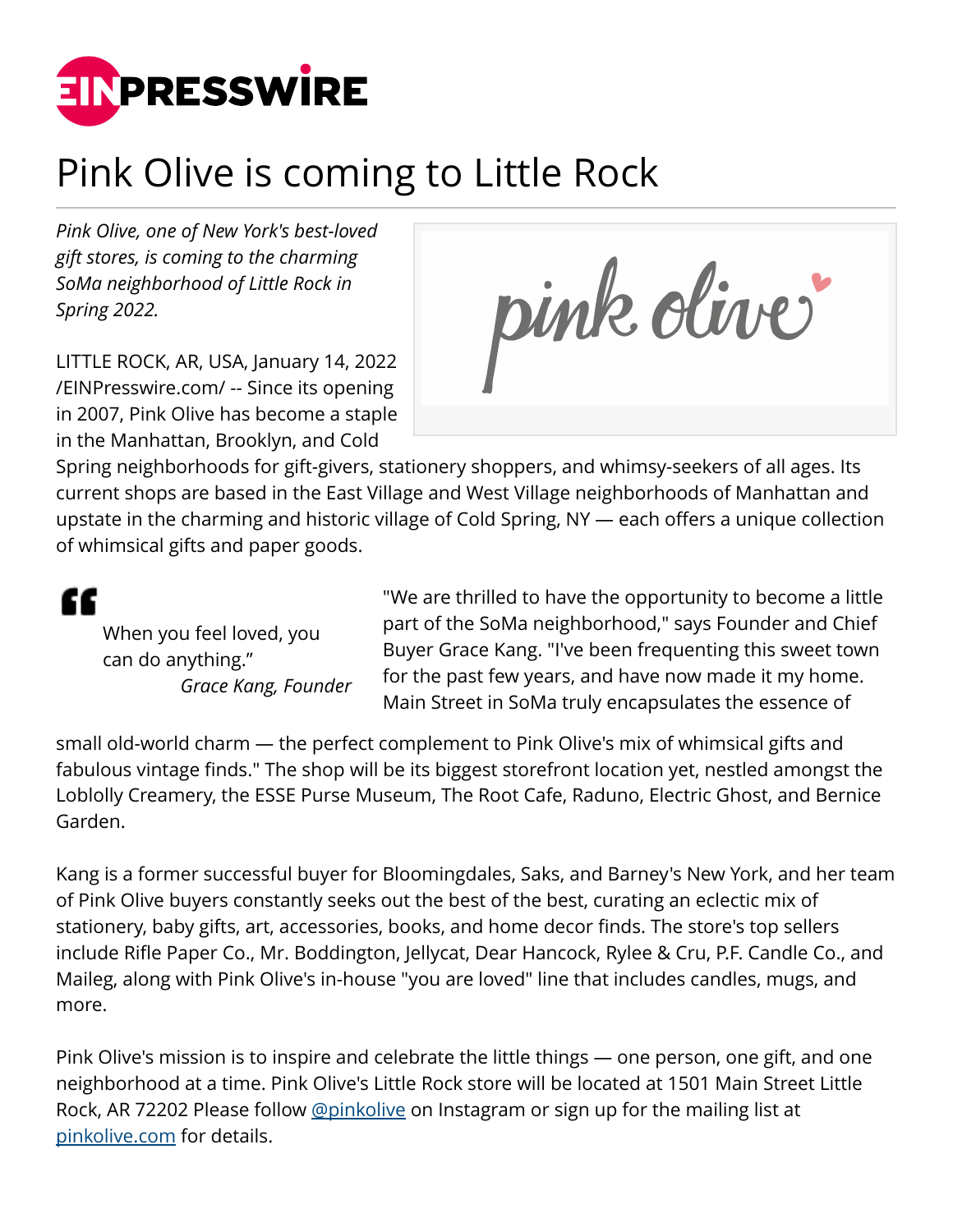# Pink Olive is coming to Little Rock

*Pink Olive, one of New York's best-loved gift stores, is coming to the charming SoMa neighborhood of Little Rock in Spring 2022.*

LITTLE ROCK, AR, USA, January 14, 2022 /EINPresswire.com/ -- Since its opening in 2007, Pink Olive has become a staple in the Manhattan, Brooklyn, and Cold Spring neighborhoods for gift-givers, stationery shoppers, and whimsy-seekers of all ages. Its current shops are based in the East Village and West Village neighborhoods of Manhattan and upstate in the charming and historic village of Cold Spring, NY — each offers a unique collection of whimsical gifts and paper goods.

> When you feel loved, you can do anything.”
>
> *Grace Kang, Founder*

"We are thrilled to have the opportunity to become a little part of the SoMa neighborhood," says Founder and Chief Buyer Grace Kang. "I've been frequenting this sweet town for the past few years, and have now made it my home. Main Street in SoMa truly encapsulates the essence of small old-world charm — the perfect complement to Pink Olive's mix of whimsical gifts and fabulous vintage finds." The shop will be its biggest storefront location yet, nestled amongst the Loblolly Creamery, the ESSE Purse Museum, The Root Cafe, Raduno, Electric Ghost, and Bernice Garden.

Kang is a former successful buyer for Bloomingdales, Saks, and Barney's New York, and her team of Pink Olive buyers constantly seeks out the best of the best, curating an eclectic mix of stationery, baby gifts, art, accessories, books, and home decor finds. The store's top sellers include Rifle Paper Co., Mr. Boddington, Jellycat, Dear Hancock, Rylee & Cru, P.F. Candle Co., and Maileg, along with Pink Olive's in-house "you are loved" line that includes candles, mugs, and more.

Pink Olive's mission is to inspire and celebrate the little things — one person, one gift, and one neighborhood at a time. Pink Olive's Little Rock store will be located at 1501 Main Street Little Rock, AR 72202 Please follow [@pinkolive](https://www.instagram.com/pinkolive) on Instagram or sign up for the mailing list at [pinkolive.com](https://pinkolive.com) for details.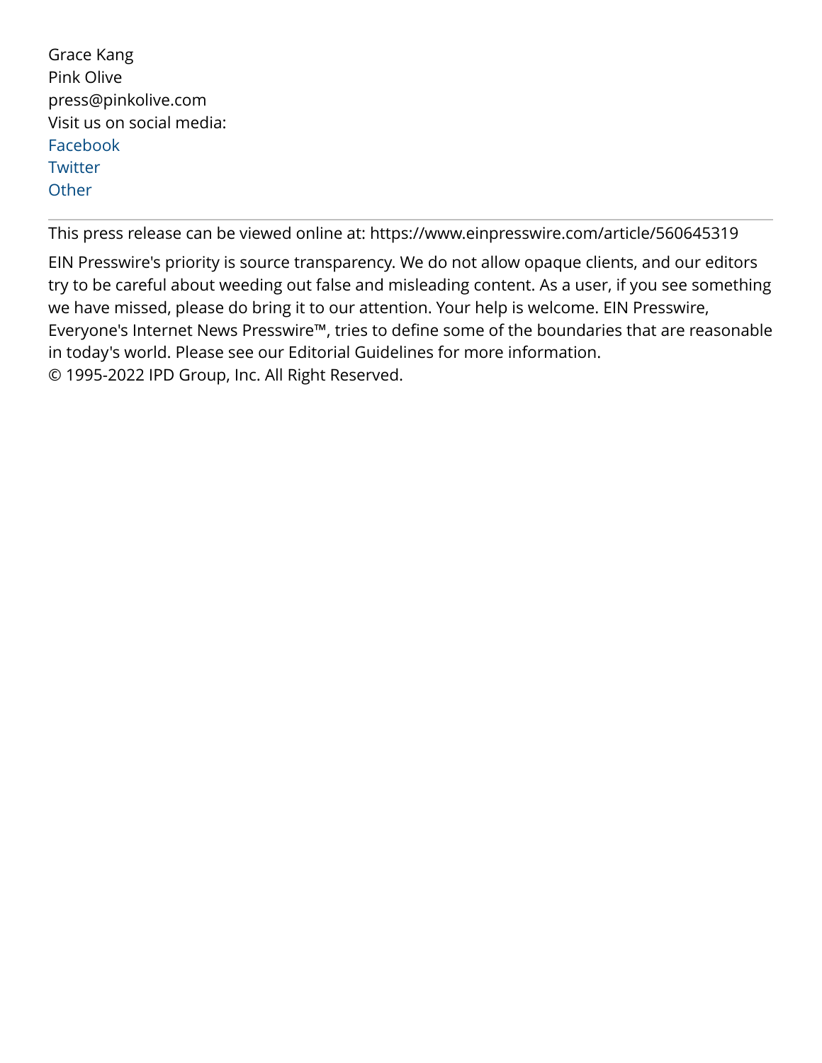Grace Kang
Pink Olive
press@pinkolive.com
Visit us on social media:
Facebook
Twitter
Other

---

This press release can be viewed online at: https://www.einpresswire.com/article/560645319

EIN Presswire's priority is source transparency. We do not allow opaque clients, and our editors try to be careful about weeding out false and misleading content. As a user, if you see something we have missed, please do bring it to our attention. Your help is welcome. EIN Presswire, Everyone's Internet News Presswire™, tries to define some of the boundaries that are reasonable in today's world. Please see our Editorial Guidelines for more information.
© 1995-2022 IPD Group, Inc. All Right Reserved.